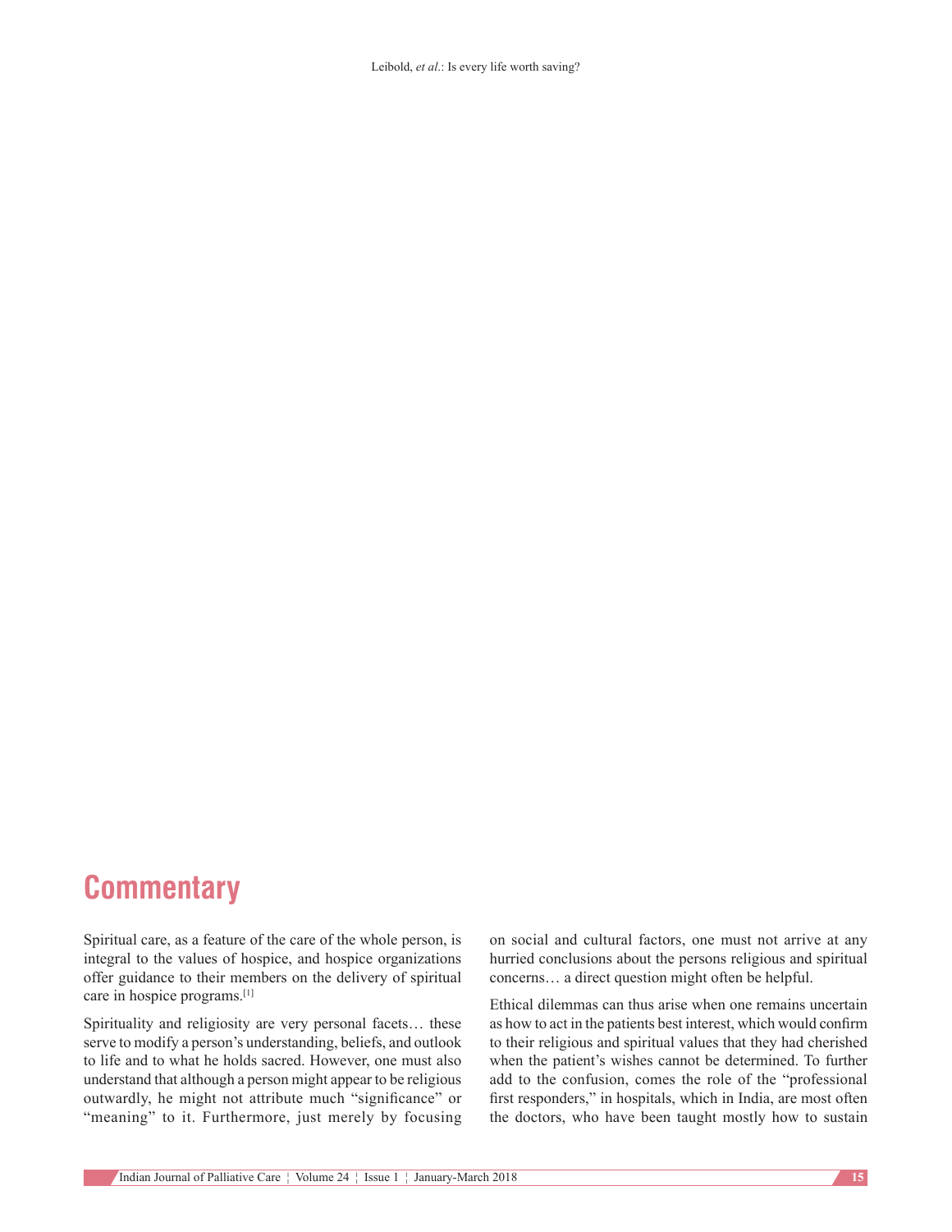# Commentary

Spiritual care, as a feature of the care of the whole person, is integral to the values of hospice, and hospice organizations offer guidance to their members on the delivery of spiritual care in hospice programs.[1]

Spirituality and religiosity are very personal facets… these serve to modify a person's understanding, beliefs, and outlook to life and to what he holds sacred. However, one must also understand that although a person might appear to be religious outwardly, he might not attribute much "significance" or "meaning" to it. Furthermore, just merely by focusing on social and cultural factors, one must not arrive at any hurried conclusions about the persons religious and spiritual concerns… a direct question might often be helpful.

Ethical dilemmas can thus arise when one remains uncertain as how to act in the patients best interest, which would confirm to their religious and spiritual values that they had cherished when the patient's wishes cannot be determined. To further add to the confusion, comes the role of the "professional first responders," in hospitals, which in India, are most often the doctors, who have been taught mostly how to sustain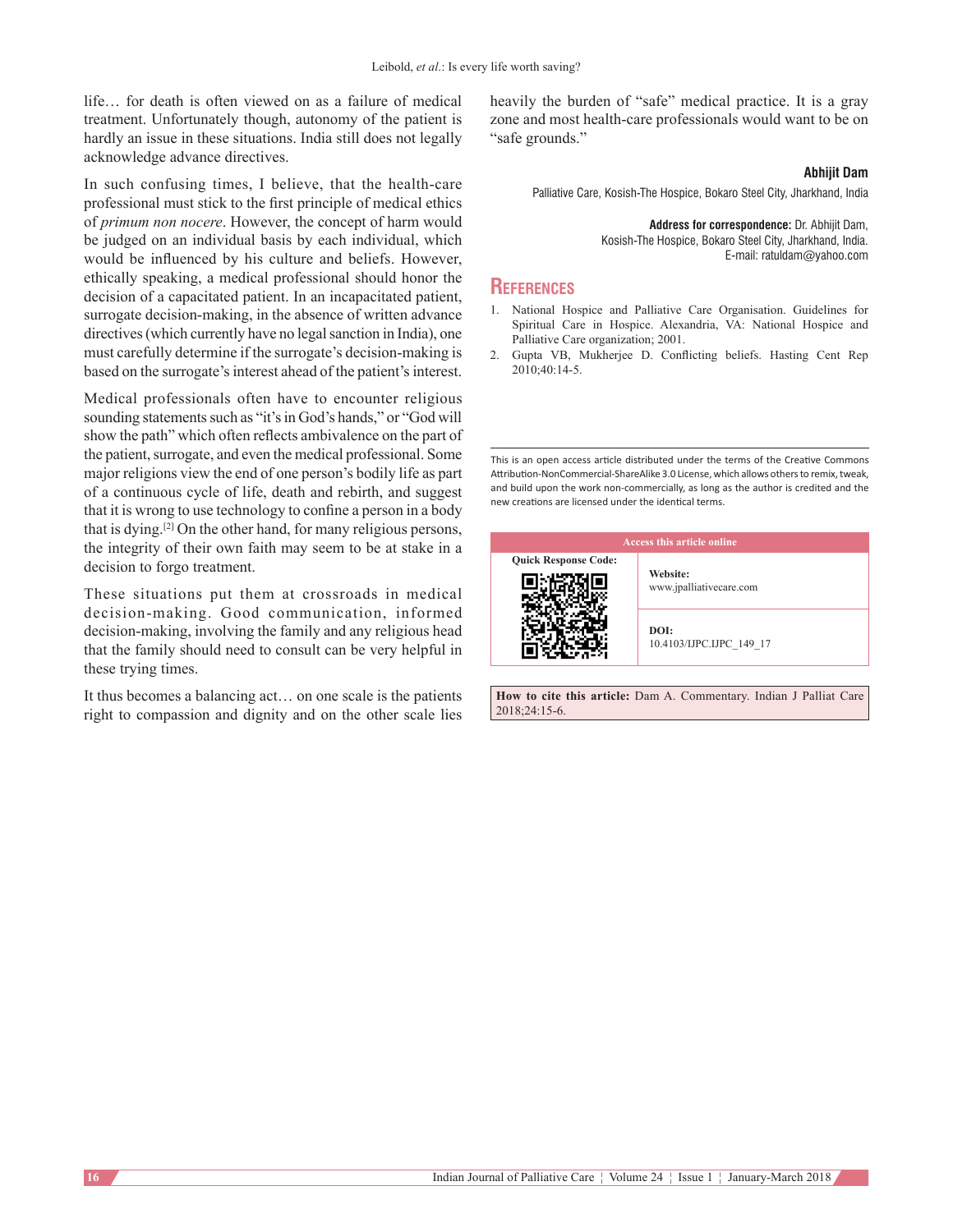life… for death is often viewed on as a failure of medical treatment. Unfortunately though, autonomy of the patient is hardly an issue in these situations. India still does not legally acknowledge advance directives.

In such confusing times, I believe, that the health-care professional must stick to the first principle of medical ethics of *primum non nocere*. However, the concept of harm would be judged on an individual basis by each individual, which would be influenced by his culture and beliefs. However, ethically speaking, a medical professional should honor the decision of a capacitated patient. In an incapacitated patient, surrogate decision-making, in the absence of written advance directives (which currently have no legal sanction in India), one must carefully determine if the surrogate's decision-making is based on the surrogate's interest ahead of the patient's interest.

Medical professionals often have to encounter religious sounding statements such as "it's in God's hands," or "God will show the path" which often reflects ambivalence on the part of the patient, surrogate, and even the medical professional. Some major religions view the end of one person's bodily life as part of a continuous cycle of life, death and rebirth, and suggest that it is wrong to use technology to confine a person in a body that is dying.[2] On the other hand, for many religious persons, the integrity of their own faith may seem to be at stake in a decision to forgo treatment.

These situations put them at crossroads in medical decision-making. Good communication, informed decision-making, involving the family and any religious head that the family should need to consult can be very helpful in these trying times.

It thus becomes a balancing act… on one scale is the patients right to compassion and dignity and on the other scale lies heavily the burden of "safe" medical practice. It is a gray zone and most health-care professionals would want to be on "safe grounds."

**Abhijit Dam**

Palliative Care, Kosish-The Hospice, Bokaro Steel City, Jharkhand, India

**Address for correspondence:** Dr. Abhijit Dam, Kosish-The Hospice, Bokaro Steel City, Jharkhand, India. E-mail: ratuldam@yahoo.com

## References

1. National Hospice and Palliative Care Organisation. Guidelines for Spiritual Care in Hospice. Alexandria, VA: National Hospice and Palliative Care organization; 2001.
2. Gupta VB, Mukherjee D. Conflicting beliefs. Hasting Cent Rep 2010;40:14-5.

This is an open access article distributed under the terms of the Creative Commons Attribution-NonCommercial-ShareAlike 3.0 License, which allows others to remix, tweak, and build upon the work non-commercially, as long as the author is credited and the new creations are licensed under the identical terms.

| Access this article online | |
|---|---|
| Quick Response Code: | **Website:** www.jpalliativecare.com |
| | **DOI:** 10.4103/IJPC.IJPC_149_17 |

**How to cite this article:** Dam A. Commentary. Indian J Palliat Care 2018;24:15-6.